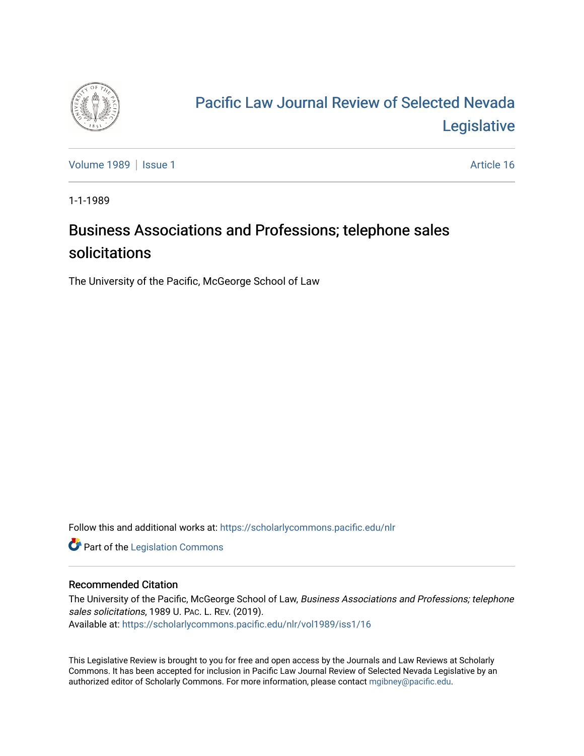# Pacific Law Journal Review of Selected Nevada Legislative

Volume 1989 | Issue 1 — Article 16

1-1-1989

## Business Associations and Professions; telephone sales solicitations

The University of the Pacific, McGeorge School of Law

Follow this and additional works at: https://scholarlycommons.pacific.edu/nlr

Part of the Legislation Commons

### Recommended Citation

The University of the Pacific, McGeorge School of Law, *Business Associations and Professions; telephone sales solicitations*, 1989 U. PAC. L. REV. (2019).

Available at: https://scholarlycommons.pacific.edu/nlr/vol1989/iss1/16

This Legislative Review is brought to you for free and open access by the Journals and Law Reviews at Scholarly Commons. It has been accepted for inclusion in Pacific Law Journal Review of Selected Nevada Legislative by an authorized editor of Scholarly Commons. For more information, please contact mgibney@pacific.edu.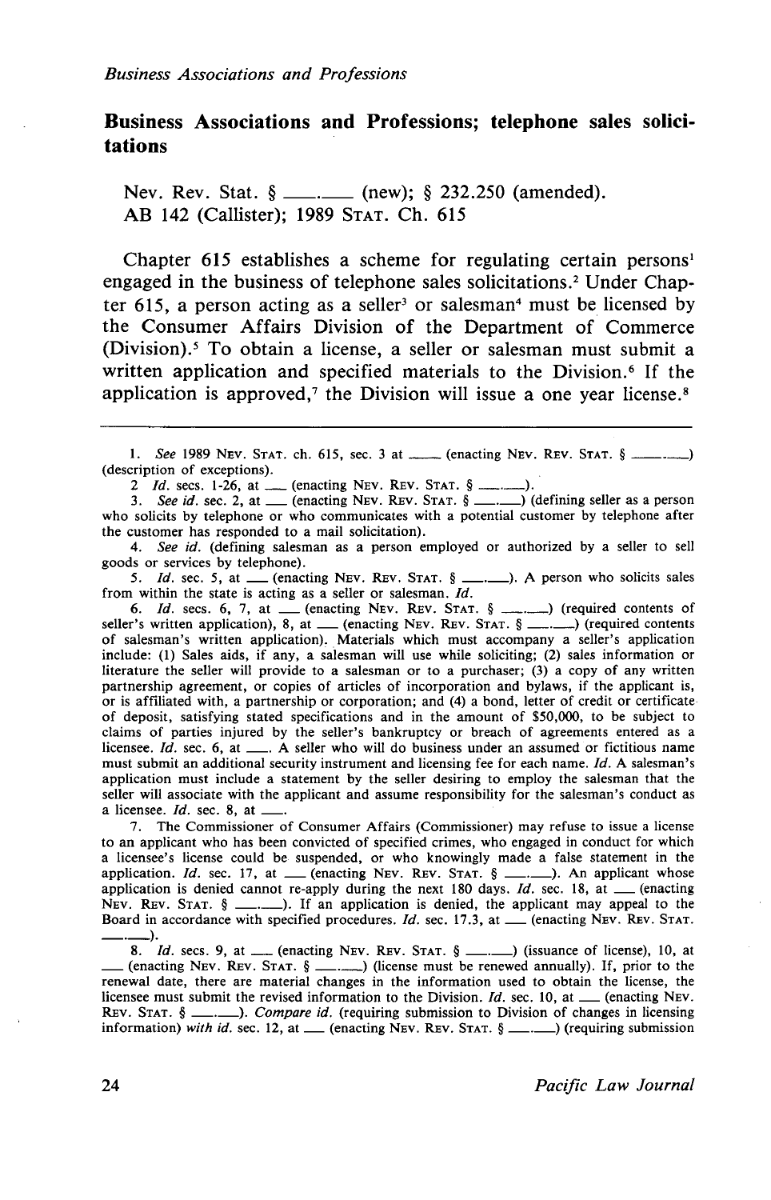## Business Associations and Professions; telephone sales solicitations

Nev. Rev. Stat. § \_\_\_.\_\_\_ (new); § 232.250 (amended).
AB 142 (Callister); 1989 STAT. Ch. 615

Chapter 615 establishes a scheme for regulating certain persons[1] engaged in the business of telephone sales solicitations.[2] Under Chapter 615, a person acting as a seller[3] or salesman[4] must be licensed by the Consumer Affairs Division of the Department of Commerce (Division).[5] To obtain a license, a seller or salesman must submit a written application and specified materials to the Division.[6] If the application is approved,[7] the Division will issue a one year license.[8]

---

1. *See* 1989 NEV. STAT. ch. 615, sec. 3 at \_\_\_ (enacting NEV. REV. STAT. § \_\_\_.\_\_\_) (description of exceptions).

2. *Id.* secs. 1-26, at \_\_\_ (enacting NEV. REV. STAT. § \_\_\_.\_\_\_).

3. *See id.* sec. 2, at \_\_\_ (enacting NEV. REV. STAT. § \_\_\_.\_\_\_) (defining seller as a person who solicits by telephone or who communicates with a potential customer by telephone after the customer has responded to a mail solicitation).

4. *See id.* (defining salesman as a person employed or authorized by a seller to sell goods or services by telephone).

5. *Id.* sec. 5, at \_\_\_ (enacting NEV. REV. STAT. § \_\_\_.\_\_\_). A person who solicits sales from within the state is acting as a seller or salesman. *Id.*

6. *Id.* secs. 6, 7, at \_\_\_ (enacting NEV. REV. STAT. § \_\_\_.\_\_\_) (required contents of seller's written application), 8, at \_\_\_ (enacting NEV. REV. STAT. § \_\_\_.\_\_\_) (required contents of salesman's written application). Materials which must accompany a seller's application include: (1) Sales aids, if any, a salesman will use while soliciting; (2) sales information or literature the seller will provide to a salesman or to a purchaser; (3) a copy of any written partnership agreement, or copies of articles of incorporation and bylaws, if the applicant is, or is affiliated with, a partnership or corporation; and (4) a bond, letter of credit or certificate of deposit, satisfying stated specifications and in the amount of $50,000, to be subject to claims of parties injured by the seller's bankruptcy or breach of agreements entered as a licensee. *Id.* sec. 6, at \_\_\_. A seller who will do business under an assumed or fictitious name must submit an additional security instrument and licensing fee for each name. *Id.* A salesman's application must include a statement by the seller desiring to employ the salesman that the seller will associate with the applicant and assume responsibility for the salesman's conduct as a licensee. *Id.* sec. 8, at \_\_\_.

7. The Commissioner of Consumer Affairs (Commissioner) may refuse to issue a license to an applicant who has been convicted of specified crimes, who engaged in conduct for which a licensee's license could be suspended, or who knowingly made a false statement in the application. *Id.* sec. 17, at \_\_\_ (enacting NEV. REV. STAT. § \_\_\_.\_\_\_). An applicant whose application is denied cannot re-apply during the next 180 days. *Id.* sec. 18, at \_\_\_ (enacting NEV. REV. STAT. § \_\_\_.\_\_\_). If an application is denied, the applicant may appeal to the Board in accordance with specified procedures. *Id.* sec. 17.3, at \_\_\_ (enacting NEV. REV. STAT. \_\_\_.\_\_\_).

8. *Id.* secs. 9, at \_\_\_ (enacting NEV. REV. STAT. § \_\_\_.\_\_\_) (issuance of license), 10, at \_\_\_ (enacting NEV. REV. STAT. § \_\_\_.\_\_\_) (license must be renewed annually). If, prior to the renewal date, there are material changes in the information used to obtain the license, the licensee must submit the revised information to the Division. *Id.* sec. 10, at \_\_\_ (enacting NEV. REV. STAT. § \_\_\_.\_\_\_). *Compare id.* (requiring submission to Division of changes in licensing information) *with id.* sec. 12, at \_\_\_ (enacting NEV. REV. STAT. § \_\_\_.\_\_\_) (requiring submission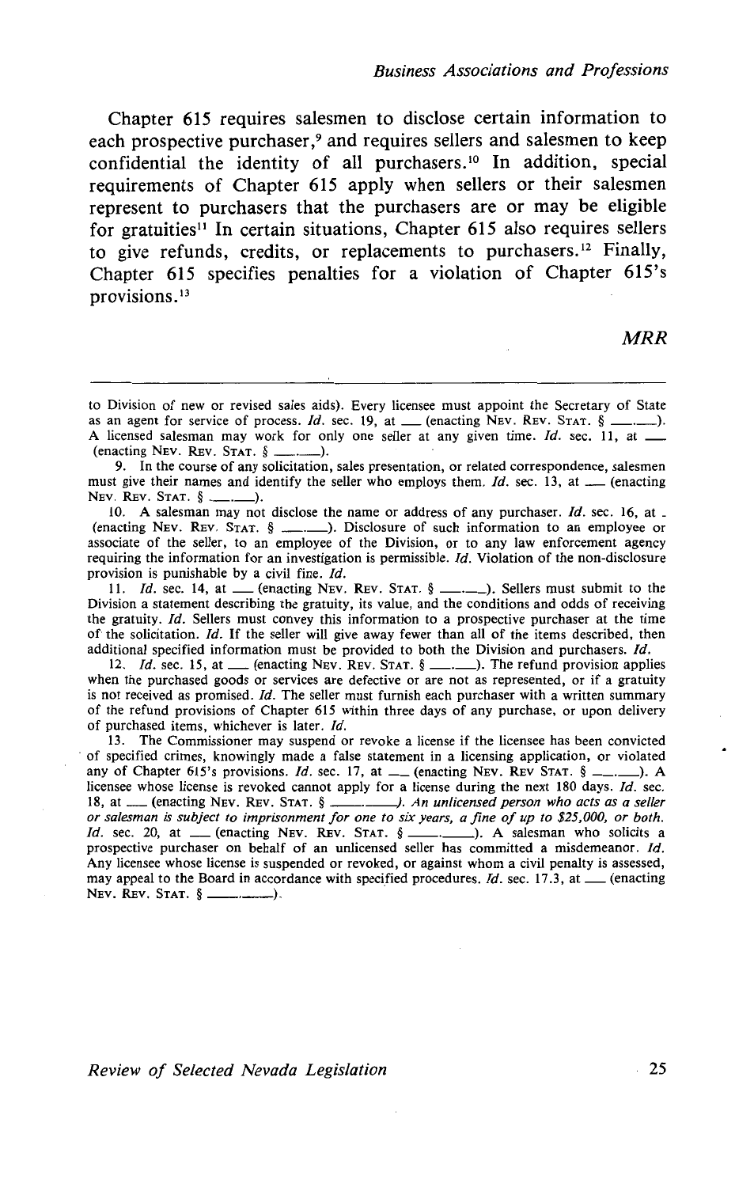Chapter 615 requires salesmen to disclose certain information to each prospective purchaser,[9] and requires sellers and salesmen to keep confidential the identity of all purchasers.[10] In addition, special requirements of Chapter 615 apply when sellers or their salesmen represent to purchasers that the purchasers are or may be eligible for gratuities[11] In certain situations, Chapter 615 also requires sellers to give refunds, credits, or replacements to purchasers.[12] Finally, Chapter 615 specifies penalties for a violation of Chapter 615's provisions.[13]

*MRR*

---

to Division of new or revised sales aids). Every licensee must appoint the Secretary of State as an agent for service of process. *Id.* sec. 19, at ___ (enacting NEV. REV. STAT. § ___.___). A licensed salesman may work for only one seller at any given time. *Id.* sec. 11, at ___ (enacting NEV. REV. STAT. § ___.___).

9. In the course of any solicitation, sales presentation, or related correspondence, salesmen must give their names and identify the seller who employs them. *Id.* sec. 13, at ___ (enacting NEV. REV. STAT. § ___.___).

10. A salesman may not disclose the name or address of any purchaser. *Id.* sec. 16, at ___ (enacting NEV. REV. STAT. § ___.___). Disclosure of such information to an employee or associate of the seller, to an employee of the Division, or to any law enforcement agency requiring the information for an investigation is permissible. *Id.* Violation of the non-disclosure provision is punishable by a civil fine. *Id.*

11. *Id.* sec. 14, at ___ (enacting NEV. REV. STAT. § ___.___). Sellers must submit to the Division a statement describing the gratuity, its value, and the conditions and odds of receiving the gratuity. *Id.* Sellers must convey this information to a prospective purchaser at the time of the solicitation. *Id.* If the seller will give away fewer than all of the items described, then additional specified information must be provided to both the Division and purchasers. *Id.*

12. *Id.* sec. 15, at ___ (enacting NEV. REV. STAT. § ___.___). The refund provision applies when the purchased goods or services are defective or are not as represented, or if a gratuity is not received as promised. *Id.* The seller must furnish each purchaser with a written summary of the refund provisions of Chapter 615 within three days of any purchase, or upon delivery of purchased items, whichever is later. *Id.*

13. The Commissioner may suspend or revoke a license if the licensee has been convicted of specified crimes, knowingly made a false statement in a licensing application, or violated any of Chapter 615's provisions. *Id.* sec. 17, at ___ (enacting NEV. REV STAT. § ___.___). A licensee whose license is revoked cannot apply for a license during the next 180 days. *Id.* sec. 18, at ___ (enacting NEV. REV. STAT. § ___.___). *An unlicensed person who acts as a seller or salesman is subject to imprisonment for one to six years, a fine of up to $25,000, or both.* *Id.* sec. 20, at ___ (enacting NEV. REV. STAT. § ___.___). A salesman who solicits a prospective purchaser on behalf of an unlicensed seller has committed a misdemeanor. *Id.* Any licensee whose license is suspended or revoked, or against whom a civil penalty is assessed, may appeal to the Board in accordance with specified procedures. *Id.* sec. 17.3, at ___ (enacting NEV. REV. STAT. § ___.___).